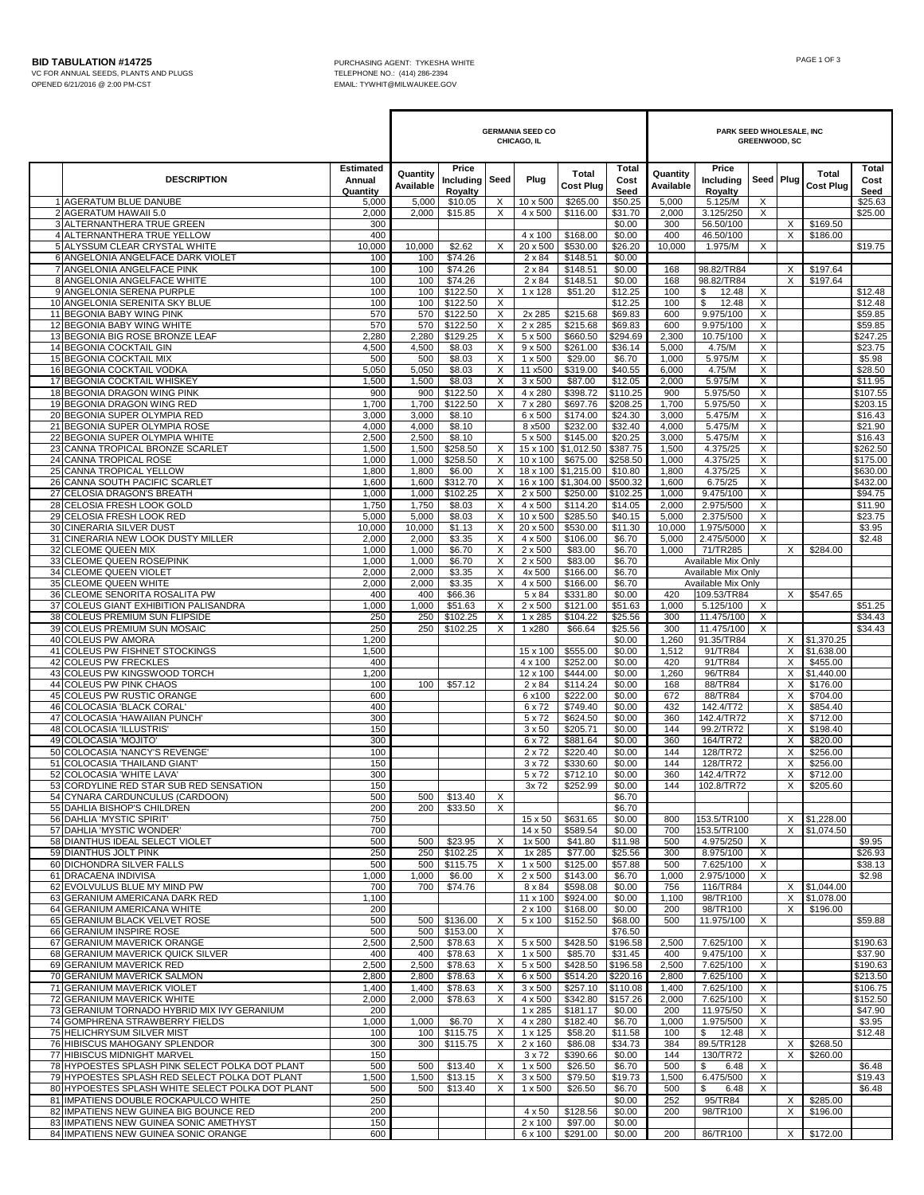**BID TABULATION #14725**
VC FOR ANNUAL SEEDS, PLANTS AND PLUGS
OPENED 6/21/2016 @ 2:00 PM-CST

PURCHASING AGENT: TYKESHA WHITE
TELEPHONE NO.: (414) 286-2394
EMAIL: TYWHIT@MILWAUKEE.GOV

| | DESCRIPTION | Estimated Annual Quantity | GERMANIA SEED CO CHICAGO, IL | | | | | | PARK SEED WHOLESALE, INC GREENWOOD, SC | | | | | |
|---|---|---|---|---|---|---|---|---|---|---|---|---|---|---|
| | | | Quantity Available | Price Including Royalty | Seed | Plug | Total Cost Plug | Total Cost Seed | Quantity Available | Price Including Royalty | Seed | Plug | Total Cost Plug | Total Cost Seed |
| 1 | AGERATUM BLUE DANUBE | 5,000 | 5,000 | $10.05 | X | 10 x 500 | $265.00 | $50.25 | 5,000 | 5.125/M | X | | | $25.63 |
| 2 | AGERATUM HAWAII 5.0 | 2,000 | 2,000 | $15.85 | X | 4 x 500 | $116.00 | $31.70 | 2,000 | 3.125/250 | X | | | $25.00 |
| 3 | ALTERNANTHERA TRUE GREEN | 300 | | | | | | $0.00 | 300 | 56.50/100 | | X | $169.50 | |
| 4 | ALTERNANTHERA TRUE YELLOW | 400 | | | | 4 x 100 | $168.00 | $0.00 | 400 | 46.50/100 | | X | $186.00 | |
| 5 | ALYSSUM CLEAR CRYSTAL WHITE | 10,000 | 10,000 | $2.62 | X | 20 x 500 | $530.00 | $26.20 | 10,000 | 1.975/M | X | | | $19.75 |
| 6 | ANGELONIA ANGELFACE DARK VIOLET | 100 | 100 | $74.26 | | 2 x 84 | $148.51 | $0.00 | | | | | | |
| 7 | ANGELONIA ANGELFACE PINK | 100 | 100 | $74.26 | | 2 x 84 | $148.51 | $0.00 | 168 | 98.82/TR84 | | X | $197.64 | |
| 8 | ANGELONIA ANGELFACE WHITE | 100 | 100 | $74.26 | | 2 x 84 | $148.51 | $0.00 | 168 | 98.82/TR84 | | X | $197.64 | |
| 9 | ANGELONIA SERENA PURPLE | 100 | 100 | $122.50 | X | 1 x 128 | $51.20 | $12.25 | 100 | $ 12.48 | X | | | $12.48 |
| 10 | ANGELONIA SERENITA SKY BLUE | 100 | 100 | $122.50 | X | | | $12.25 | 100 | $ 12.48 | X | | | $12.48 |
| 11 | BEGONIA BABY WING PINK | 570 | 570 | $122.50 | X | 2x 285 | $215.68 | $69.83 | 600 | 9.975/100 | X | | | $59.85 |
| 12 | BEGONIA BABY WING WHITE | 570 | 570 | $122.50 | X | 2 x 285 | $215.68 | $69.83 | 600 | 9.975/100 | X | | | $59.85 |
| 13 | BEGONIA BIG ROSE BRONZE LEAF | 2,280 | 2,280 | $129.25 | X | 5 x 500 | $660.50 | $294.69 | 2,300 | 10.75/100 | X | | | $247.25 |
| 14 | BEGONIA COCKTAIL GIN | 4,500 | 4,500 | $8.03 | X | 9 x 500 | $261.00 | $36.14 | 5,000 | 4.75/M | X | | | $23.75 |
| 15 | BEGONIA COCKTAIL MIX | 500 | 500 | $8.03 | X | 1 x 500 | $29.00 | $6.70 | 1,000 | 5.975/M | X | | | $5.98 |
| 16 | BEGONIA COCKTAIL VODKA | 5,050 | 5,050 | $8.03 | X | 11 x500 | $319.00 | $40.55 | 6,000 | 4.75/M | X | | | $28.50 |
| 17 | BEGONIA COCKTAIL WHISKEY | 1,500 | 1,500 | $8.03 | X | 3 x 500 | $87.00 | $12.05 | 2,000 | 5.975/M | X | | | $11.95 |
| 18 | BEGONIA DRAGON WING PINK | 900 | 900 | $122.50 | X | 4 x 280 | $398.72 | $110.25 | 900 | 5.975/50 | X | | | $107.55 |
| 19 | BEGONIA DRAGON WING RED | 1,700 | 1,700 | $122.50 | X | 7 x 280 | $697.76 | $208.25 | 1,700 | 5.975/50 | X | | | $203.15 |
| 20 | BEGONIA SUPER OLYMPIA RED | 3,000 | 3,000 | $8.10 | | 6 x 500 | $174.00 | $24.30 | 3,000 | 5.475/M | X | | | $16.43 |
| 21 | BEGONIA SUPER OLYMPIA ROSE | 4,000 | 4,000 | $8.10 | | 8 x500 | $232.00 | $32.40 | 4,000 | 5.475/M | X | | | $21.90 |
| 22 | BEGONIA SUPER OLYMPIA WHITE | 2,500 | 2,500 | $8.10 | | 5 x 500 | $145.00 | $20.25 | 3,000 | 5.475/M | X | | | $16.43 |
| 23 | CANNA TROPICAL BRONZE SCARLET | 1,500 | 1,500 | $258.50 | X | 15 x 100 | $1,012.50 | $387.75 | 1,500 | 4.375/25 | X | | | $262.50 |
| 24 | CANNA TROPICAL ROSE | 1,000 | 1,000 | $258.50 | X | 10 x 100 | $675.00 | $258.50 | 1,000 | 4.375/25 | X | | | $175.00 |
| 25 | CANNA TROPICAL YELLOW | 1,800 | 1,800 | $6.00 | X | 18 x 100 | $1,215.00 | $10.80 | 1,800 | 4.375/25 | X | | | $630.00 |
| 26 | CANNA SOUTH PACIFIC SCARLET | 1,600 | 1,600 | $312.70 | X | 16 x 100 | $1,304.00 | $500.32 | 1,600 | 6.75/25 | X | | | $432.00 |
| 27 | CELOSIA DRAGON'S BREATH | 1,000 | 1,000 | $102.25 | X | 2 x 500 | $250.00 | $102.25 | 1,000 | 9.475/100 | X | | | $94.75 |
| 28 | CELOSIA FRESH LOOK GOLD | 1,750 | 1,750 | $8.03 | X | 4 x 500 | $114.20 | $14.05 | 2,000 | 2.975/500 | X | | | $11.90 |
| 29 | CELOSIA FRESH LOOK RED | 5,000 | 5,000 | $8.03 | X | 10 x 500 | $285.50 | $40.15 | 5,000 | 2.375/500 | X | | | $23.75 |
| 30 | CINERARIA SILVER DUST | 10,000 | 10,000 | $1.13 | X | 20 x 500 | $530.00 | $11.30 | 10,000 | 1.975/5000 | X | | | $3.95 |
| 31 | CINERARIA NEW LOOK DUSTY MILLER | 2,000 | 2,000 | $3.35 | X | 4 x 500 | $106.00 | $6.70 | 5,000 | 2.475/5000 | X | | | $2.48 |
| 32 | CLEOME QUEEN MIX | 1,000 | 1,000 | $6.70 | X | 2 x 500 | $83.00 | $6.70 | 1,000 | 71/TR285 | | X | $284.00 | |
| 33 | CLEOME QUEEN ROSE/PINK | 1,000 | 1,000 | $6.70 | X | 2 x 500 | $83.00 | $6.70 | | Available Mix Only | | | | |
| 34 | CLEOME QUEEN VIOLET | 2,000 | 2,000 | $3.35 | X | 4x 500 | $166.00 | $6.70 | | Available Mix Only | | | | |
| 35 | CLEOME QUEEN WHITE | 2,000 | 2,000 | $3.35 | X | 4 x 500 | $166.00 | $6.70 | | Available Mix Only | | | | |
| 36 | CLEOME SENORITA ROSALITA PW | 400 | 400 | $66.36 | | 5 x 84 | $331.80 | $0.00 | 420 | 109.53/TR84 | | X | $547.65 | |
| 37 | COLEUS GIANT EXHIBITION PALISANDRA | 1,000 | 1,000 | $51.63 | X | 2 x 500 | $121.00 | $51.63 | 1,000 | 5.125/100 | X | | | $51.25 |
| 38 | COLEUS PREMIUM SUN FLIPSIDE | 250 | 250 | $102.25 | X | 1 x 285 | $104.22 | $25.56 | 300 | 11.475/100 | X | | | $34.43 |
| 39 | COLEUS PREMIUM SUN MOSAIC | 250 | 250 | $102.25 | X | 1 x280 | $66.64 | $25.56 | 300 | 11.475/100 | X | | | $34.43 |
| 40 | COLEUS PW AMORA | 1,200 | | | | | | $0.00 | 1,260 | 91.35/TR84 | | X | $1,370.25 | |
| 41 | COLEUS PW FISHNET STOCKINGS | 1,500 | | | | 15 x 100 | $555.00 | $0.00 | 1,512 | 91/TR84 | | X | $1,638.00 | |
| 42 | COLEUS PW FRECKLES | 400 | | | | 4 x 100 | $252.00 | $0.00 | 420 | 91/TR84 | | X | $455.00 | |
| 43 | COLEUS PW KINGSWOOD TORCH | 1,200 | | | | 12 x 100 | $444.00 | $0.00 | 1,260 | 96/TR84 | | X | $1,440.00 | |
| 44 | COLEUS PW PINK CHAOS | 100 | 100 | $57.12 | | 2 x 84 | $114.24 | $0.00 | 168 | 88/TR84 | | X | $176.00 | |
| 45 | COLEUS PW RUSTIC ORANGE | 600 | | | | 6 x100 | $222.00 | $0.00 | 672 | 88/TR84 | | X | $704.00 | |
| 46 | COLOCASIA 'BLACK CORAL' | 400 | | | | 6 x 72 | $749.40 | $0.00 | 432 | 142.4/T72 | | X | $854.40 | |
| 47 | COLOCASIA 'HAWAIIAN PUNCH' | 300 | | | | 5 x 72 | $624.50 | $0.00 | 360 | 142.4/TR72 | | X | $712.00 | |
| 48 | COLOCASIA 'ILLUSTRIS' | 150 | | | | 3 x 50 | $205.71 | $0.00 | 144 | 99.2/TR72 | | X | $198.40 | |
| 49 | COLOCASIA 'MOJITO' | 300 | | | | 6 x 72 | $881.64 | $0.00 | 360 | 164/TR72 | | X | $820.00 | |
| 50 | COLOCASIA 'NANCY'S REVENGE' | 100 | | | | 2 x 72 | $220.40 | $0.00 | 144 | 128/TR72 | | X | $256.00 | |
| 51 | COLOCASIA 'THAILAND GIANT' | 150 | | | | 3 x 72 | $330.60 | $0.00 | 144 | 128/TR72 | | X | $256.00 | |
| 52 | COLOCASIA 'WHITE LAVA' | 300 | | | | 5 x 72 | $712.10 | $0.00 | 360 | 142.4/TR72 | | X | $712.00 | |
| 53 | CORDYLINE RED STAR SUB RED SENSATION | 150 | | | | 3x 72 | $252.99 | $0.00 | 144 | 102.8/TR72 | | X | $205.60 | |
| 54 | CYNARA CARDUNCULUS (CARDOON) | 500 | 500 | $13.40 | X | | | $6.70 | | | | | | |
| 55 | DAHLIA BISHOP'S CHILDREN | 200 | 200 | $33.50 | X | | | $6.70 | | | | | | |
| 56 | DAHLIA 'MYSTIC SPIRIT' | 750 | | | | 15 x 50 | $631.65 | $0.00 | 800 | 153.5/TR100 | | X | $1,228.00 | |
| 57 | DAHLIA 'MYSTIC WONDER' | 700 | | | | 14 x 50 | $589.54 | $0.00 | 700 | 153.5/TR100 | | X | $1,074.50 | |
| 58 | DIANTHUS IDEAL SELECT VIOLET | 500 | 500 | $23.95 | X | 1x 500 | $41.80 | $11.98 | 500 | 4.975/250 | X | | | $9.95 |
| 59 | DIANTHUS JOLT PINK | 250 | 250 | $102.25 | X | 1x 285 | $77.00 | $25.56 | 300 | 8.975/100 | X | | | $26.93 |
| 60 | DICHONDRA SILVER FALLS | 500 | 500 | $115.75 | X | 1 x 500 | $125.00 | $57.88 | 500 | 7.625/100 | X | | | $38.13 |
| 61 | DRACAENA INDIVISA | 1,000 | 1,000 | $6.00 | X | 2 x 500 | $143.00 | $6.70 | 1,000 | 2.975/1000 | X | | | $2.98 |
| 62 | EVOLVULUS BLUE MY MIND PW | 700 | 700 | $74.76 | | 8 x 84 | $598.08 | $0.00 | 756 | 116/TR84 | | X | $1,044.00 | |
| 63 | GERANIUM AMERICANA DARK RED | 1,100 | | | | 11 x 100 | $924.00 | $0.00 | 1,100 | 98/TR100 | | X | $1,078.00 | |
| 64 | GERANIUM AMERICANA WHITE | 200 | | | | 2 x 100 | $168.00 | $0.00 | 200 | 98/TR100 | | X | $196.00 | |
| 65 | GERANIUM BLACK VELVET ROSE | 500 | 500 | $136.00 | X | 5 x 100 | $152.50 | $68.00 | 500 | 11.975/100 | X | | | $59.88 |
| 66 | GERANIUM INSPIRE ROSE | 500 | 500 | $153.00 | X | | | $76.50 | | | | | | |
| 67 | GERANIUM MAVERICK ORANGE | 2,500 | 2,500 | $78.63 | X | 5 x 500 | $428.50 | $196.58 | 2,500 | 7.625/100 | X | | | $190.63 |
| 68 | GERANIUM MAVERICK QUICK SILVER | 400 | 400 | $78.63 | X | 1 x 500 | $85.70 | $31.45 | 400 | 9.475/100 | X | | | $37.90 |
| 69 | GERANIUM MAVERICK RED | 2,500 | 2,500 | $78.63 | X | 5 x 500 | $428.50 | $196.58 | 2,500 | 7.625/100 | X | | | $190.63 |
| 70 | GERANIUM MAVERICK SALMON | 2,800 | 2,800 | $78.63 | X | 6 x 500 | $514.20 | $220.16 | 2,800 | 7.625/100 | X | | | $213.50 |
| 71 | GERANIUM MAVERICK VIOLET | 1,400 | 1,400 | $78.63 | X | 3 x 500 | $257.10 | $110.08 | 1,400 | 7.625/100 | X | | | $106.75 |
| 72 | GERANIUM MAVERICK WHITE | 2,000 | 2,000 | $78.63 | X | 4 x 500 | $342.80 | $157.26 | 2,000 | 7.625/100 | X | | | $152.50 |
| 73 | GERANIUM TORNADO HYBRID MIX IVY GERANIUM | 200 | | | | 1 x 285 | $181.17 | $0.00 | 200 | 11.975/50 | X | | | $47.90 |
| 74 | GOMPHRENA STRAWBERRY FIELDS | 1,000 | 1,000 | $6.70 | X | 4 x 280 | $182.40 | $6.70 | 1,000 | 1.975/500 | X | | | $3.95 |
| 75 | HELICHRYSUM SILVER MIST | 100 | 100 | $115.75 | X | 1 x 125 | $58.20 | $11.58 | 100 | $ 12.48 | X | | | $12.48 |
| 76 | HIBISCUS MAHOGANY SPLENDOR | 300 | 300 | $115.75 | X | 2 x 160 | $86.08 | $34.73 | 384 | 89.5/TR128 | | X | $268.50 | |
| 77 | HIBISCUS MIDNIGHT MARVEL | 150 | | | | 3 x 72 | $390.66 | $0.00 | 144 | 130/TR72 | | X | $260.00 | |
| 78 | HYPOESTES SPLASH PINK SELECT POLKA DOT PLANT | 500 | 500 | $13.40 | X | 1 x 500 | $26.50 | $6.70 | 500 | $ 6.48 | X | | | $6.48 |
| 79 | HYPOESTES SPLASH RED SELECT POLKA DOT PLANT | 1,500 | 1,500 | $13.15 | X | 3 x 500 | $79.50 | $19.73 | 1,500 | 6.475/500 | X | | | $19.43 |
| 80 | HYPOESTES SPLASH WHITE SELECT POLKA DOT PLANT | 500 | 500 | $13.40 | X | 1 x 500 | $26.50 | $6.70 | 500 | $ 6.48 | X | | | $6.48 |
| 81 | IMPATIENS DOUBLE ROCKAPULCO WHITE | 250 | | | | | | $0.00 | 252 | 95/TR84 | | X | $285.00 | |
| 82 | IMPATIENS NEW GUINEA BIG BOUNCE RED | 200 | | | | 4 x 50 | $128.56 | $0.00 | 200 | 98/TR100 | | X | $196.00 | |
| 83 | IMPATIENS NEW GUINEA SONIC AMETHYST | 150 | | | | 2 x 100 | $97.00 | $0.00 | | | | | | |
| 84 | IMPATIENS NEW GUINEA SONIC ORANGE | 600 | | | | 6 x 100 | $291.00 | $0.00 | 200 | 86/TR100 | | X | $172.00 | |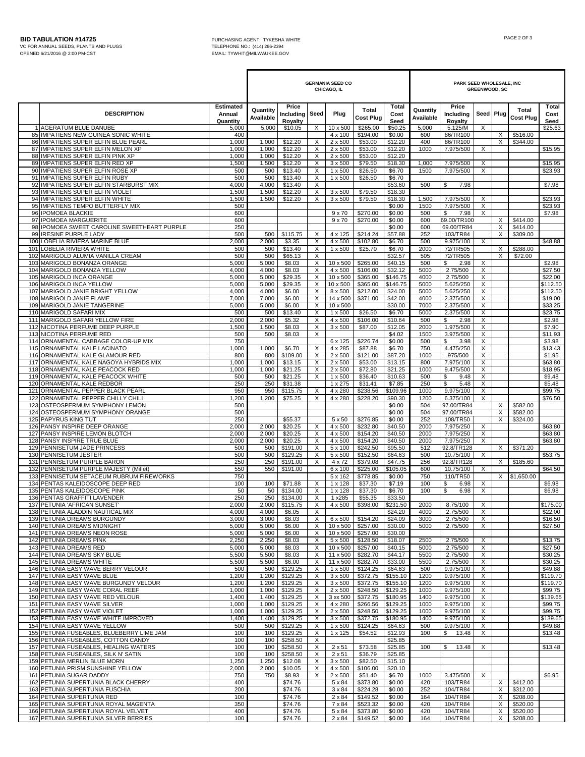**BID TABULATION #14725**
VC FOR ANNUAL SEEDS, PLANTS AND PLUGS
OPENED 6/21/2016 @ 2:00 PM-CST

PURCHASING AGENT: TYKESHA WHITE
TELEPHONE NO.: (414) 286-2394
EMAIL: TYWHIT@MILWAUKEE.GOV

| | DESCRIPTION | Estimated Annual Quantity | GERMANIA SEED CO CHICAGO, IL | | | | | | PARK SEED WHOLESALE, INC GREENWOOD, SC | | | | | |
|---|---|---|---|---|---|---|---|---|---|---|---|---|---|---|
| | | | Quantity Available | Price Including Royalty | Seed | Plug | Total Cost Plug | Total Cost Seed | Quantity Available | Price Including Royalty | Seed | Plug | Total Cost Plug | Total Cost Seed |
| 1 | AGERATUM BLUE DANUBE | 5,000 | 5,000 | $10.05 | X | 10 x 500 | $265.00 | $50.25 | 5,000 | 5.125/M | X | | | $25.63 |
| 85 | IMPATIENS NEW GUINEA SONIC WHITE | 400 | | | | 4 x 100 | $194.00 | $0.00 | 600 | 86/TR100 | | X | $516.00 | |
| 86 | IMPATIENS SUPER ELFIN BLUE PEARL | 1,000 | 1,000 | $12.20 | X | 2 x 500 | $53.00 | $12.20 | 400 | 86/TR100 | | X | $344.00 | |
| 87 | IMPATIENS SUPER ELFIN MELON XP | 1,000 | 1,000 | $12.20 | X | 2 x 500 | $53.00 | $12.20 | 1000 | 7.975/500 | X | | | $15.95 |
| 88 | IMPATIENS SUPER ELFIN PINK XP | 1,000 | 1,000 | $12.20 | X | 2 x 500 | $53.00 | $12.20 | | | | | | |
| 89 | IMPATIENS SUPER ELFIN RED XP | 1,500 | 1,500 | $12.20 | X | 3 x 500 | $79.50 | $18.30 | 1,000 | 7.975/500 | X | | | $15.95 |
| 90 | IMPATIENS SUPER ELFIN ROSE XP | 500 | 500 | $13.40 | X | 1 x 500 | $26.50 | $6.70 | 1500 | 7.975/500 | X | | | $23.93 |
| 91 | IMPATIENS SUPER ELFIN RUBY | 500 | 500 | $13.40 | X | 1 x 500 | $26.50 | $6.70 | | | | | | |
| 92 | IMPATIENS SUPER ELFIN STARBURST MIX | 4,000 | 4,000 | $13.40 | X | | | $53.60 | 500 | $ 7.98 | | | | $7.98 |
| 93 | IMPATIENS SUPER ELFIN VIOLET | 1,500 | 1,500 | $12.20 | X | 3 x 500 | $79.50 | $18.30 | | | | | | |
| 94 | IMPATIENS SUPER ELFIN WHITE | 1,500 | 1,500 | $12.20 | X | 3 x 500 | $79.50 | $18.30 | 1,500 | 7.975/500 | X | | | $23.93 |
| 95 | IMPATIENS TEMPO BUTTERFLY MIX | 500 | | | | | | $0.00 | 1500 | 7.975/500 | X | | | $23.93 |
| 96 | IPOMOEA BLACKIE | 600 | | | | 9 x 70 | $270.00 | $0.00 | 500 | $ 7.98 | X | | | $7.98 |
| 97 | IPOMOEA MARGUERITE | 600 | | | | 9 x 70 | $270.00 | $0.00 | 600 | 69.00/TR100 | | X | $414.00 | |
| 98 | IPOMOEA SWEET CAROLINE SWEETHEART PURPLE | 250 | | | | | | $0.00 | 600 | 69.00/TR84 | | X | $414.00 | |
| 99 | IRESINE PURPLE LADY | 500 | 500 | $115.75 | X | 4 x 125 | $214.24 | $57.88 | 252 | 103/TR84 | | X | $309.00 | |
| 100 | LOBELIA RIVIERA MARINE BLUE | 2,000 | 2,000 | $3.35 | X | 4 x 500 | $102.80 | $6.70 | 500 | 9.975/100 | X | | | $48.88 |
| 101 | LOBELIA RIVIERA WHITE | 500 | 500 | $13.40 | X | 1 x 500 | $25.70 | $6.70 | 2000 | 72/TR505 | | X | $288.00 | |
| 102 | MARIGOLD ALUMIA VANILLA CREAM | 500 | 500 | $65.13 | X | | | $32.57 | 505 | 72/TR505 | | X | $72.00 | |
| 103 | MARIGOLD BONANZA ORANGE | 5,000 | 5,000 | $8.03 | X | 10 x 500 | $265.00 | $40.15 | 500 | $ 2.98 | X | | | $2.98 |
| 104 | MARIGOLD BONANZA YELLOW | 4,000 | 4,000 | $8.03 | X | 4 x 500 | $106.00 | $32.12 | 5000 | 2.75/500 | X | | | $27.50 |
| 105 | MARIGOLD INCA ORANGE | 5,000 | 5,000 | $29.35 | X | 10 x 500 | $365.00 | $146.75 | 4000 | 2.75/500 | X | | | $22.00 |
| 106 | MARIGOLD INCA YELLOW | 5,000 | 5,000 | $29.35 | X | 10 x 500 | $365.00 | $146.75 | 5000 | 5.625/250 | X | | | $112.50 |
| 107 | MARIGOLD JANIE BRIGHT YELLOW | 4,000 | 4,000 | $6.00 | X | 8 x 500 | $212.00 | $24.00 | 5000 | 5.625/250 | X | | | $112.50 |
| 108 | MARIGOLD JANIE FLAME | 7,000 | 7,000 | $6.00 | X | 14 x 500 | $371.00 | $42.00 | 4000 | 2.375/500 | X | | | $19.00 |
| 109 | MARIGOLD JANIE TANGERINE | 5,000 | 5,000 | $6.00 | X | 10 x 500 | | $30.00 | 7000 | 2.375/500 | X | | | $33.25 |
| 110 | MARIGOLD SAFARI MIX | 500 | 500 | $13.40 | X | 1 x 500 | $26.50 | $6.70 | 5000 | 2.375/500 | X | | | $23.75 |
| 111 | MARIGOLD SAFARI YELLOW FIRE | 2,000 | 2,000 | $5.32 | X | 4 x 500 | $106.00 | $10.64 | 500 | $ 2.98 | X | | | $2.98 |
| 112 | NICOTINA PERFUME DEEP PURPLE | 1,500 | 1,500 | $8.03 | X | 3 x 500 | $87.00 | $12.05 | 2000 | 1.975/500 | X | | | $7.90 |
| 113 | NICOTINA PERFUME RED | 500 | 500 | $8.03 | X | | | $4.02 | 1500 | 3.975/500 | X | | | $11.93 |
| 114 | ORNAMENTAL CABBAGE COLOR-UP MIX | 750 | | | | 6 x 125 | $226.74 | $0.00 | 500 | $ 3.98 | X | | | $3.98 |
| 115 | ORNAMENTAL KALE LACINATO | 1,000 | 1,000 | $6.70 | X | 4 x 285 | $87.88 | $6.70 | 750 | 4.475/250 | X | | | $13.43 |
| 116 | ORNAMENTAL KALE GLAMOUR RED | 800 | 800 | $109.00 | X | 2 x 500 | $121.00 | $87.20 | 1000 | .975/500 | X | | | $1.95 |
| 117 | ORNAMENTAL KALE NAGOYA HYBRIDS MIX | 1,000 | 1,000 | $13.15 | X | 2 x 500 | $53.00 | $13.15 | 800 | 7.975/100 | X | | | $63.80 |
| 118 | ORNAMENTAL KALE PEACOCK RED | 1,000 | 1,000 | $21.25 | X | 2 x 500 | $72.80 | $21.25 | 1000 | 9.475/500 | X | | | $18.95 |
| 119 | ORNAMENTAL KALE PEACOCK WHITE | 500 | 500 | $21.25 | X | 1 x 500 | $36.40 | $10.63 | 500 | $ 9.48 | X | | | $9.48 |
| 120 | ORNAMENTAL KALE REDBOR | 250 | 250 | $31.38 | | 1 x 275 | $31.41 | $7.85 | 250 | $ 5.48 | X | | | $5.48 |
| 121 | ORNAMENTAL PEPPER BLACK PEARL | 950 | 950 | $115.75 | X | 4 x 280 | $238.56 | $109.96 | 1000 | 9.975/100 | X | | | $99.75 |
| 122 | ORNAMENTAL PEPPER CHILLY CHILI | 1,200 | 1,200 | $75.25 | X | 4 x 280 | $228.20 | $90.30 | 1200 | 6.375/100 | X | | | $76.50 |
| 123 | OSTEOSPERMUM SYMPHONY LEMON | 500 | | | | | | $0.00 | 504 | 97.00/TR84 | | X | $582.00 | |
| 124 | OSTEOSPERMUM SYMPHONY ORANGE | 500 | | | | | | $0.00 | 504 | 97.00/TR84 | | X | $582.00 | |
| 125 | PAPYRUS KING TUT | 250 | | $55.37 | | 5 x 50 | $276.85 | $0.00 | 252 | 108/TR50 | | X | $324.00 | |
| 126 | PANSY INSPIRE DEEP ORANGE | 2,000 | 2,000 | $20.25 | X | 4 x 500 | $232.80 | $40.50 | 2000 | 7.975/250 | X | | | $63.80 |
| 127 | PANSY INSPIRE LEMON BLOTCH | 2,000 | 2,000 | $20.25 | X | 4 x 500 | $154.20 | $40.50 | 2000 | 7.975/250 | X | | | $63.80 |
| 128 | PANSY INSPIRE TRUE BLUE | 2,000 | 2,000 | $20.25 | X | 4 x 500 | $154.20 | $40.50 | 2000 | 7.975/250 | X | | | $63.80 |
| 129 | PENNISETUM JADE PRINCESS | 500 | 500 | $191.00 | X | 5 x 100 | $242.50 | $95.50 | 512 | 92.8/TR128 | | X | $371.20 | |
| 130 | PENNISETUM JESTER | 500 | 500 | $129.25 | X | 5 x 500 | $152.50 | $64.63 | 500 | 10.75/100 | X | | | $53.75 |
| 131 | PENNISETUM PURPLE BARON | 250 | 250 | $191.00 | X | 4 x 72 | $379.08 | $47.75 | 256 | 92.8/TR128 | | X | $185.60 | |
| 132 | PENNISETUM PURPLE MAJESTY (Millet) | 550 | 550 | $191.00 | | 6 x 100 | $225.00 | $105.05 | 600 | 10.75/100 | X | | | $64.50 |
| 133 | PENNISETUM SETACEUM RUBRUM FIREWORKS | 750 | | | | 5 x 162 | $778.85 | $0.00 | 750 | 110/TR50 | | X | $1,650.00 | |
| 134 | PENTAS KALEIDOSCOPE DEEP RED | 100 | 100 | $71.88 | X | 1 x 128 | $37.30 | $7.19 | 100 | $ 6.98 | X | | | $6.98 |
| 135 | PENTAS KALEIDOSCOPE PINK | 50 | 50 | $134.00 | X | 1 x 128 | $37.30 | $6.70 | 100 | $ 6.98 | X | | | $6.98 |
| 136 | PENTAS GRAFFITI LAVENDER | 250 | 250 | $134.00 | X | 1 x285 | $55.35 | $33.50 | | | | | | |
| 137 | PETUNIA 'AFRICAN SUNSET' | 2,000 | 2,000 | $115.75 | X | 4 x 500 | $398.00 | $231.50 | 2000 | 8.75/100 | X | | | $175.00 |
| 138 | PETUNIA ALADDIN NAUTICAL MIX | 4,000 | 4,000 | $6.05 | X | | | $24.20 | 4000 | 2.75/500 | X | | | $22.00 |
| 139 | PETUNIA DREAMS BURGUNDY | 3,000 | 3,000 | $8.03 | X | 6 x 500 | $154.20 | $24.09 | 3000 | 2.75/500 | X | | | $16.50 |
| 140 | PETUNIA DREAMS MIDNIGHT | 5,000 | 5,000 | $6.00 | X | 10 x 500 | $257.00 | $30.00 | 5000 | 2.75/500 | X | | | $27.50 |
| 141 | PETUNIA DREAMS NEON ROSE | 5,000 | 5,000 | $6.00 | X | 10 x 500 | $257.00 | $30.00 | | | | | | |
| 142 | PETUNIA DREAMS PINK | 2,250 | 2,250 | $8.03 | X | 5 x 500 | $128.50 | $18.07 | 2500 | 2.75/500 | X | | | $13.75 |
| 143 | PETUNIA DREAMS RED | 5,000 | 5,000 | $8.03 | X | 10 x 500 | $257.00 | $40.15 | 5000 | 2.75/500 | X | | | $27.50 |
| 144 | PETUNIA DREAMS SKY BLUE | 5,500 | 5,500 | $8.03 | X | 11 x 500 | $282.70 | $44.17 | 5500 | 2.75/500 | X | | | $30.25 |
| 145 | PETUNIA DREAMS WHITE | 5,500 | 5,500 | $6.00 | X | 11 x 500 | $282.70 | $33.00 | 5500 | 2.75/500 | X | | | $30.25 |
| 146 | PETUNIA EASY WAVE BERRY VELOUR | 500 | 500 | $129.25 | X | 1 x 500 | $124.25 | $64.63 | 500 | 9.975/100 | X | | | $49.88 |
| 147 | PETUNIA EASY WAVE BLUE | 1,200 | 1,200 | $129.25 | X | 3 x 500 | $372.75 | $155.10 | 1200 | 9.975/100 | X | | | $119.70 |
| 148 | PETUNIA EASY WAVE BURGUNDY VELOUR | 1,200 | 1,200 | $129.25 | X | 3 x 500 | $372.75 | $155.10 | 1200 | 9.975/100 | X | | | $119.70 |
| 149 | PETUNIA EASY WAVE CORAL REEF | 1,000 | 1,000 | $129.25 | X | 2 x 500 | $248.50 | $129.25 | 1000 | 9.975/100 | X | | | $99.75 |
| 150 | PETUNIA EASY WAVE RED VELOUR | 1,400 | 1,400 | $129.25 | X | 3 xx 500 | $372.75 | $180.95 | 1400 | 9.975/100 | X | | | $139.65 |
| 151 | PETUNIA EASY WAVE SILVER | 1,000 | 1,000 | $129.25 | X | 4 x 280 | $266.56 | $129.25 | 1000 | 9.975/100 | X | | | $99.75 |
| 152 | PETUNIA EASY WAVE VIOLET | 1,000 | 1,000 | $129.25 | X | 2 x 500 | $248.50 | $129.25 | 1000 | 9.975/100 | X | | | $99.75 |
| 153 | PETUNIA EASY WAVE WHITE IMPROVED | 1,400 | 1,400 | $129.25 | X | 3 x 500 | $372.75 | $180.95 | 1400 | 9.975/100 | X | | | $139.65 |
| 154 | PETUNIA EASY WAVE YELLOW | 500 | 500 | $129.25 | X | 1 x 500 | $124.25 | $64.63 | 500 | 9.975/100 | X | | | $49.88 |
| 155 | PETUNIA FUSEABLES, BLUEBERRY LIME JAM | 100 | 100 | $129.25 | X | 1 x 125 | $54.52 | $12.93 | 100 | $ 13.48 | X | | | $13.48 |
| 156 | PETUNIA FUSEABLES, COTTON CANDY | 100 | 100 | $258.50 | X | | | $25.85 | | | | | | |
| 157 | PETUNIA FUSEABLES, HEALING WATERS | 100 | 100 | $258.50 | X | 2 x 51 | $73.58 | $25.85 | 100 | $ 13.48 | X | | | $13.48 |
| 158 | PETUNIA FUSEABLES, SILK N' SATIN | 100 | 100 | $258.50 | X | 2 x 51 | $36.79 | $25.85 | | | | | | |
| 159 | PETUNIA MERLIN BLUE MORN | 1,250 | 1,250 | $12.08 | X | 3 x 500 | $82.50 | $15.10 | | | | | | |
| 160 | PETUNIA PRISM SUNSHINE YELLOW | 2,000 | 2,000 | $10.05 | X | 4 x 500 | $106.00 | $20.10 | | | | | | |
| 161 | PETUNIA SUGAR DADDY | 750 | 750 | $8.93 | X | 2 x 500 | $51.40 | $6.70 | 1000 | 3.475/500 | X | | | $6.95 |
| 162 | PETUNIA SUPERTUNIA BLACK CHERRY | 400 | | $74.76 | | 5 x 84 | $373.80 | $0.00 | 420 | 103/TR84 | | X | $412.00 | |
| 163 | PETUNIA SUPERTUNIA FUSCHIA | 200 | | $74.76 | | 3 x 84 | $224.28 | $0.00 | 252 | 104/TR84 | | X | $312.00 | |
| 164 | PETUNIA SUPERTUNIA RED | 100 | | $74.76 | | 2 x 84 | $149.52 | $0.00 | 164 | 104/TR84 | | X | $208.00 | |
| 165 | PETUNIA SUPERTUNIA ROYAL MAGENTA | 350 | | $74.76 | | 7 x 84 | $523.32 | $0.00 | 420 | 104/TR84 | | X | $520.00 | |
| 166 | PETUNIA SUPERTUNIA ROYAL VELVET | 400 | | $74.76 | | 5 x 84 | $373.80 | $0.00 | 420 | 104/TR84 | | X | $520.00 | |
| 167 | PETUNIA SUPERTUNIA SILVER BERRIES | 100 | | $74.76 | | 2 x 84 | $149.52 | $0.00 | 164 | 104/TR84 | | X | $208.00 | |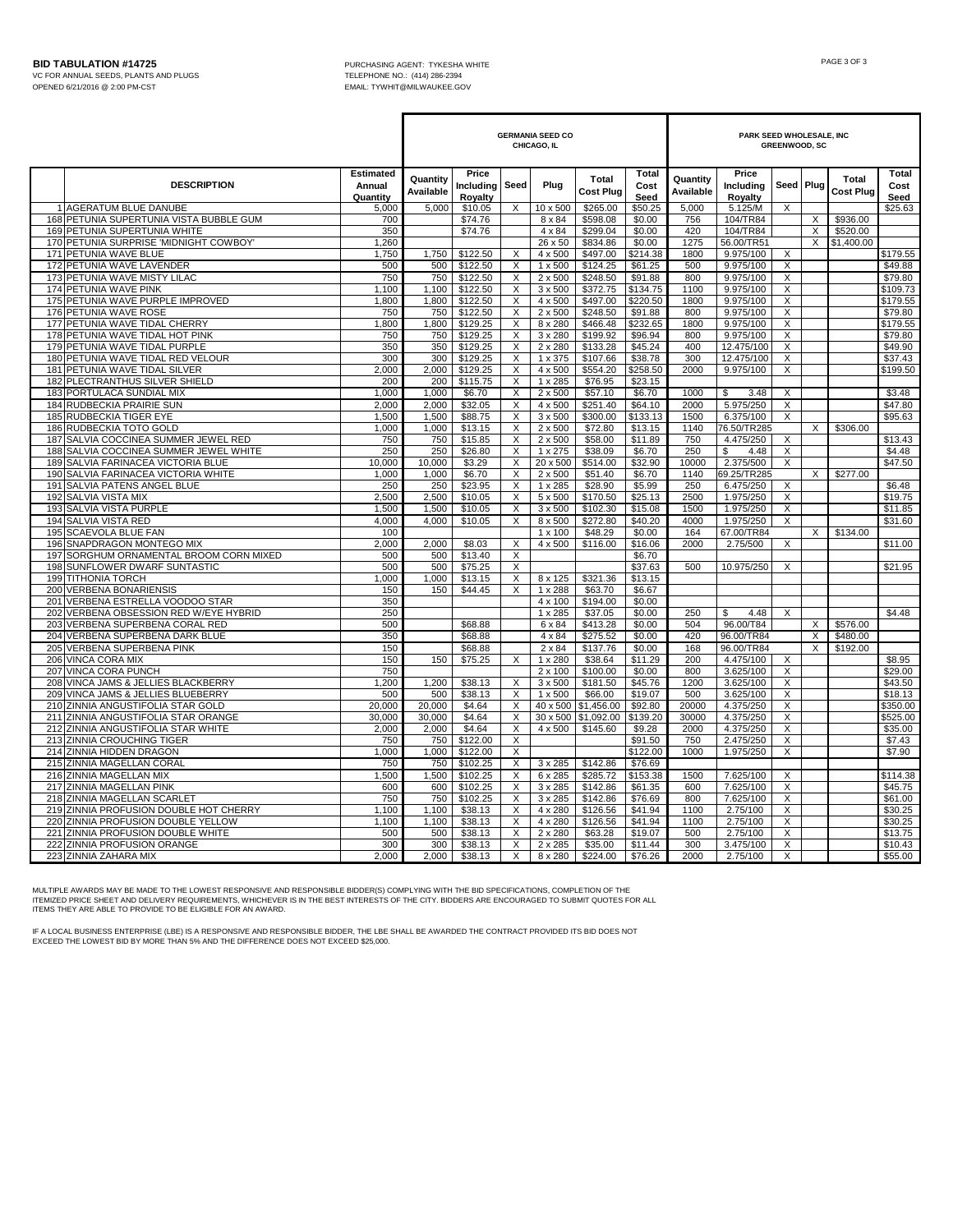**BID TABULATION #14725**
VC FOR ANNUAL SEEDS, PLANTS AND PLUGS
OPENED 6/21/2016 @ 2:00 PM-CST

PURCHASING AGENT: TYKESHA WHITE
TELEPHONE NO.: (414) 286-2394
EMAIL: TYWHIT@MILWAUKEE.GOV

| | DESCRIPTION | Estimated Annual Quantity | GERMANIA SEED CO CHICAGO, IL | | | | | | PARK SEED WHOLESALE, INC GREENWOOD, SC | | | | | |
|---|---|---|---|---|---|---|---|---|---|---|---|---|---|---|
| | | | Quantity Available | Price Including Royalty | Seed | Plug | Total Cost Plug | Total Cost Seed | Quantity Available | Price Including Royalty | Seed | Plug | Total Cost Plug | Total Cost Seed |
| 1 | AGERATUM BLUE DANUBE | 5,000 | 5,000 | $10.05 | X | 10 x 500 | $265.00 | $50.25 | 5,000 | 5.125/M | X | | | $25.63 |
| 168 | PETUNIA SUPERTUNIA VISTA BUBBLE GUM | 700 | | $74.76 | | 8 x 84 | $598.08 | $0.00 | 756 | 104/TR84 | | X | $936.00 | |
| 169 | PETUNIA SUPERTUNIA WHITE | 350 | | $74.76 | | 4 x 84 | $299.04 | $0.00 | 420 | 104/TR84 | | X | $520.00 | |
| 170 | PETUNIA SURPRISE 'MIDNIGHT COWBOY' | 1,260 | | | | 26 x 50 | $834.86 | $0.00 | 1275 | 56.00/TR51 | | X | $1,400.00 | |
| 171 | PETUNIA WAVE BLUE | 1,750 | 1,750 | $122.50 | X | 4 x 500 | $497.00 | $214.38 | 1800 | 9.975/100 | X | | | $179.55 |
| 172 | PETUNIA WAVE LAVENDER | 500 | 500 | $122.50 | X | 1 x 500 | $124.25 | $61.25 | 500 | 9.975/100 | X | | | $49.88 |
| 173 | PETUNIA WAVE MISTY LILAC | 750 | 750 | $122.50 | X | 2 x 500 | $248.50 | $91.88 | 800 | 9.975/100 | X | | | $79.80 |
| 174 | PETUNIA WAVE PINK | 1,100 | 1,100 | $122.50 | X | 3 x 500 | $372.75 | $134.75 | 1100 | 9.975/100 | X | | | $109.73 |
| 175 | PETUNIA WAVE PURPLE IMPROVED | 1,800 | 1,800 | $122.50 | X | 4 x 500 | $497.00 | $220.50 | 1800 | 9.975/100 | X | | | $179.55 |
| 176 | PETUNIA WAVE ROSE | 750 | 750 | $122.50 | X | 2 x 500 | $248.50 | $91.88 | 800 | 9.975/100 | X | | | $79.80 |
| 177 | PETUNIA WAVE TIDAL CHERRY | 1,800 | 1,800 | $129.25 | X | 8 x 280 | $466.48 | $232.65 | 1800 | 9.975/100 | X | | | $179.55 |
| 178 | PETUNIA WAVE TIDAL HOT PINK | 750 | 750 | $129.25 | X | 3 x 280 | $199.92 | $96.94 | 800 | 9.975/100 | X | | | $79.80 |
| 179 | PETUNIA WAVE TIDAL PURPLE | 350 | 350 | $129.25 | X | 2 x 280 | $133.28 | $45.24 | 400 | 12.475/100 | X | | | $49.90 |
| 180 | PETUNIA WAVE TIDAL RED VELOUR | 300 | 300 | $129.25 | X | 1 x 375 | $107.66 | $38.78 | 300 | 12.475/100 | X | | | $37.43 |
| 181 | PETUNIA WAVE TIDAL SILVER | 2,000 | 2,000 | $129.25 | X | 4 x 500 | $554.20 | $258.50 | 2000 | 9.975/100 | X | | | $199.50 |
| 182 | PLECTRANTHUS SILVER SHIELD | 200 | 200 | $115.75 | X | 1 x 285 | $76.95 | $23.15 | | | | | | |
| 183 | PORTULACA SUNDIAL MIX | 1,000 | 1,000 | $6.70 | X | 2 x 500 | $57.10 | $6.70 | 1000 | $ 3.48 | X | | | $3.48 |
| 184 | RUDBECKIA PRAIRIE SUN | 2,000 | 2,000 | $32.05 | X | 4 x 500 | $251.40 | $64.10 | 2000 | 5.975/250 | X | | | $47.80 |
| 185 | RUDBECKIA TIGER EYE | 1,500 | 1,500 | $88.75 | X | 3 x 500 | $300.00 | $133.13 | 1500 | 6.375/100 | X | | | $95.63 |
| 186 | RUDBECKIA TOTO GOLD | 1,000 | 1,000 | $13.15 | X | 2 x 500 | $72.80 | $13.15 | 1140 | 76.50/TR285 | | X | $306.00 | |
| 187 | SALVIA COCCINEA SUMMER JEWEL RED | 750 | 750 | $15.85 | X | 2 x 500 | $58.00 | $11.89 | 750 | 4.475/250 | X | | | $13.43 |
| 188 | SALVIA COCCINEA SUMMER JEWEL WHITE | 250 | 250 | $26.80 | X | 1 x 275 | $38.09 | $6.70 | 250 | $ 4.48 | X | | | $4.48 |
| 189 | SALVIA FARINACEA VICTORIA BLUE | 10,000 | 10,000 | $3.29 | X | 20 x 500 | $514.00 | $32.90 | 10000 | 2.375/500 | X | | | $47.50 |
| 190 | SALVIA FARINACEA VICTORIA WHITE | 1,000 | 1,000 | $6.70 | X | 2 x 500 | $51.40 | $6.70 | 1140 | 69.25/TR285 | | X | $277.00 | |
| 191 | SALVIA PATENS ANGEL BLUE | 250 | 250 | $23.95 | X | 1 x 285 | $28.90 | $5.99 | 250 | 6.475/250 | X | | | $6.48 |
| 192 | SALVIA VISTA MIX | 2,500 | 2,500 | $10.05 | X | 5 x 500 | $170.50 | $25.13 | 2500 | 1.975/250 | X | | | $19.75 |
| 193 | SALVIA VISTA PURPLE | 1,500 | 1,500 | $10.05 | X | 3 x 500 | $102.30 | $15.08 | 1500 | 1.975/250 | X | | | $11.85 |
| 194 | SALVIA VISTA RED | 4,000 | 4,000 | $10.05 | X | 8 x 500 | $272.80 | $40.20 | 4000 | 1.975/250 | X | | | $31.60 |
| 195 | SCAEVOLA BLUE FAN | 100 | | | | 1 x 100 | $48.29 | $0.00 | 164 | 67.00/TR84 | | X | $134.00 | |
| 196 | SNAPDRAGON MONTEGO MIX | 2,000 | 2,000 | $8.03 | X | 4 x 500 | $116.00 | $16.06 | 2000 | 2.75/500 | X | | | $11.00 |
| 197 | SORGHUM ORNAMENTAL BROOM CORN MIXED | 500 | 500 | $13.40 | X | | | $6.70 | | | | | | |
| 198 | SUNFLOWER DWARF SUNTASTIC | 500 | 500 | $75.25 | X | | | $37.63 | 500 | 10.975/250 | X | | | $21.95 |
| 199 | TITHONIA TORCH | 1,000 | 1,000 | $13.15 | X | 8 x 125 | $321.36 | $13.15 | | | | | | |
| 200 | VERBENA BONARIENSIS | 150 | 150 | $44.45 | X | 1 x 288 | $63.70 | $6.67 | | | | | | |
| 201 | VERBENA ESTRELLA VOODOO STAR | 350 | | | | 4 x 100 | $194.00 | $0.00 | | | | | | |
| 202 | VERBENA OBSESSION RED W/EYE HYBRID | 250 | | | | 1 x 285 | $37.05 | $0.00 | 250 | $ 4.48 | X | | | $4.48 |
| 203 | VERBENA SUPERBENA CORAL RED | 500 | | $68.88 | | 6 x 84 | $413.28 | $0.00 | 504 | 96.00/T84 | | X | $576.00 | |
| 204 | VERBENA SUPERBENA DARK BLUE | 350 | | $68.88 | | 4 x 84 | $275.52 | $0.00 | 420 | 96.00/TR84 | | X | $480.00 | |
| 205 | VERBENA SUPERBENA PINK | 150 | | $68.88 | | 2 x 84 | $137.76 | $0.00 | 168 | 96.00/TR84 | | X | $192.00 | |
| 206 | VINCA CORA MIX | 150 | 150 | $75.25 | X | 1 x 280 | $38.64 | $11.29 | 200 | 4.475/100 | X | | | $8.95 |
| 207 | VINCA CORA PUNCH | 750 | | | | 2 x 100 | $100.00 | $0.00 | 800 | 3.625/100 | X | | | $29.00 |
| 208 | VINCA JAMS & JELLIES BLACKBERRY | 1,200 | 1,200 | $38.13 | X | 3 x 500 | $181.50 | $45.76 | 1200 | 3.625/100 | X | | | $43.50 |
| 209 | VINCA JAMS & JELLIES BLUEBERRY | 500 | 500 | $38.13 | X | 1 x 500 | $66.00 | $19.07 | 500 | 3.625/100 | X | | | $18.13 |
| 210 | ZINNIA ANGUSTIFOLIA STAR GOLD | 20,000 | 20,000 | $4.64 | X | 40 x 500 | $1,456.00 | $92.80 | 20000 | 4.375/250 | X | | | $350.00 |
| 211 | ZINNIA ANGUSTIFOLIA STAR ORANGE | 30,000 | 30,000 | $4.64 | X | 30 x 500 | $1,092.00 | $139.20 | 30000 | 4.375/250 | X | | | $525.00 |
| 212 | ZINNIA ANGUSTIFOLIA STAR WHITE | 2,000 | 2,000 | $4.64 | X | 4 x 500 | $145.60 | $9.28 | 2000 | 4.375/250 | X | | | $35.00 |
| 213 | ZINNIA CROUCHING TIGER | 750 | 750 | $122.00 | X | | | $91.50 | 750 | 2.475/250 | X | | | $7.43 |
| 214 | ZINNIA HIDDEN DRAGON | 1,000 | 1,000 | $122.00 | X | | | $122.00 | 1000 | 1.975/250 | X | | | $7.90 |
| 215 | ZINNIA MAGELLAN CORAL | 750 | 750 | $102.25 | X | 3 x 285 | $142.86 | $76.69 | | | | | | |
| 216 | ZINNIA MAGELLAN MIX | 1,500 | 1,500 | $102.25 | X | 6 x 285 | $285.72 | $153.38 | 1500 | 7.625/100 | X | | | $114.38 |
| 217 | ZINNIA MAGELLAN PINK | 600 | 600 | $102.25 | X | 3 x 285 | $142.86 | $61.35 | 600 | 7.625/100 | X | | | $45.75 |
| 218 | ZINNIA MAGELLAN SCARLET | 750 | 750 | $102.25 | X | 3 x 285 | $142.86 | $76.69 | 800 | 7.625/100 | X | | | $61.00 |
| 219 | ZINNIA PROFUSION DOUBLE HOT CHERRY | 1,100 | 1,100 | $38.13 | X | 4 x 280 | $126.56 | $41.94 | 1100 | 2.75/100 | X | | | $30.25 |
| 220 | ZINNIA PROFUSION DOUBLE YELLOW | 1,100 | 1,100 | $38.13 | X | 4 x 280 | $126.56 | $41.94 | 1100 | 2.75/100 | X | | | $30.25 |
| 221 | ZINNIA PROFUSION DOUBLE WHITE | 500 | 500 | $38.13 | X | 2 x 280 | $63.28 | $19.07 | 500 | 2.75/100 | X | | | $13.75 |
| 222 | ZINNIA PROFUSION ORANGE | 300 | 300 | $38.13 | X | 2 x 285 | $35.00 | $11.44 | 300 | 3.475/100 | X | | | $10.43 |
| 223 | ZINNIA ZAHARA MIX | 2,000 | 2,000 | $38.13 | X | 8 x 280 | $224.00 | $76.26 | 2000 | 2.75/100 | X | | | $55.00 |

MULTIPLE AWARDS MAY BE MADE TO THE LOWEST RESPONSIVE AND RESPONSIBLE BIDDER(S) COMPLYING WITH THE BID SPECIFICATIONS, COMPLETION OF THE ITEMIZED PRICE SHEET AND DELIVERY REQUIREMENTS, WHICHEVER IS IN THE BEST INTERESTS OF THE CITY. BIDDERS ARE ENCOURAGED TO SUBMIT QUOTES FOR ALL ITEMS THEY ARE ABLE TO PROVIDE TO BE ELIGIBLE FOR AN AWARD.

IF A LOCAL BUSINESS ENTERPRISE (LBE) IS A RESPONSIVE AND RESPONSIBLE BIDDER, THE LBE SHALL BE AWARDED THE CONTRACT PROVIDED ITS BID DOES NOT EXCEED THE LOWEST BID BY MORE THAN 5% AND THE DIFFERENCE DOES NOT EXCEED $25,000.